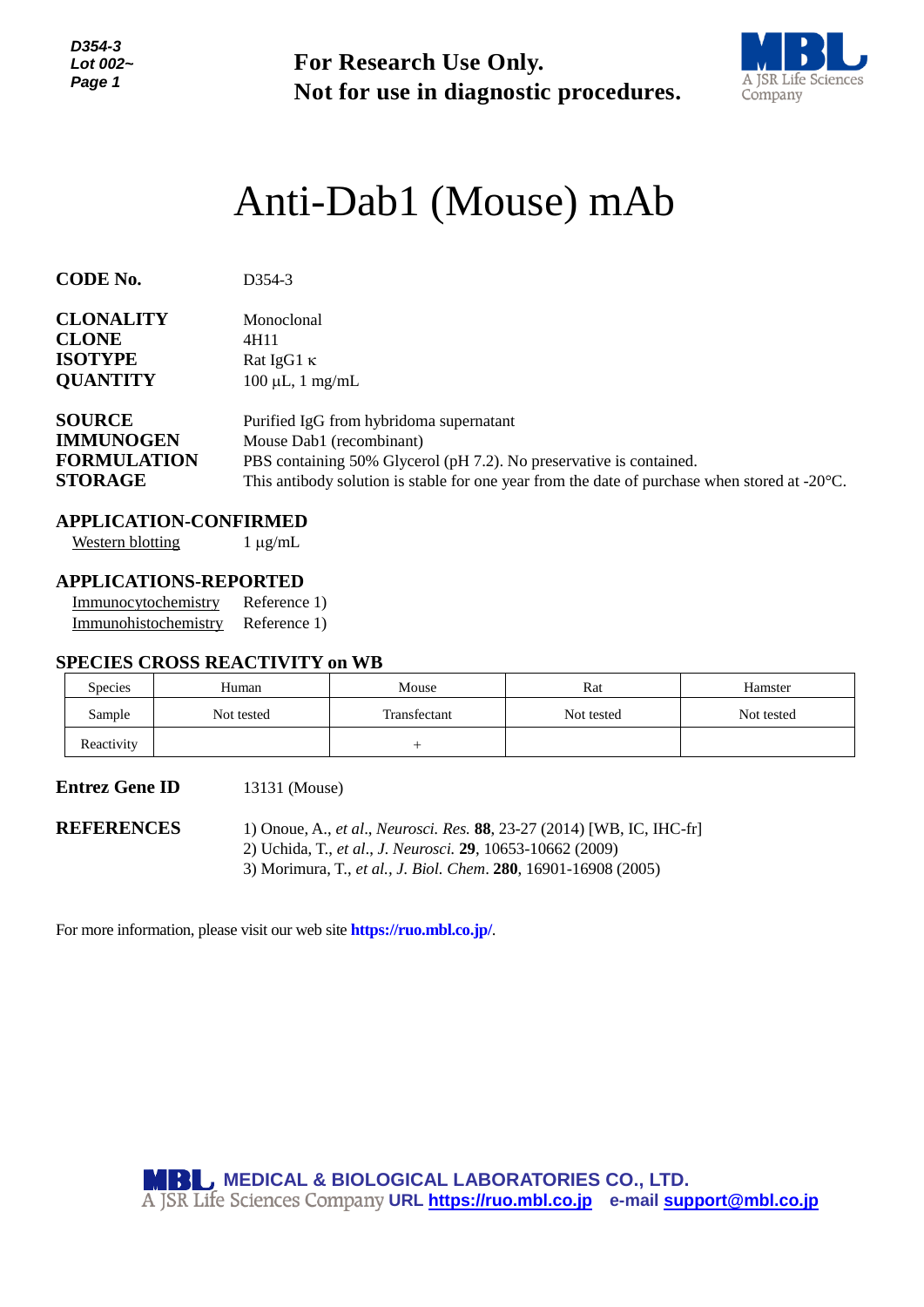**For Research Use Only.**
**Not for use in diagnostic procedures.**

# Anti-Dab1 (Mouse) mAb

**CODE No.** D354-3

**CLONALITY** Monoclonal
**CLONE** 4H11
**ISOTYPE** Rat IgG1 κ
**QUANTITY** 100 µL, 1 mg/mL

**SOURCE** Purified IgG from hybridoma supernatant
**IMMUNOGEN** Mouse Dab1 (recombinant)
**FORMULATION** PBS containing 50% Glycerol (pH 7.2). No preservative is contained.
**STORAGE** This antibody solution is stable for one year from the date of purchase when stored at -20°C.

## APPLICATION-CONFIRMED

Western blotting 1 µg/mL

## APPLICATIONS-REPORTED

Immunocytochemistry Reference 1)
Immunohistochemistry Reference 1)

## SPECIES CROSS REACTIVITY on WB

| Species | Human | Mouse | Rat | Hamster |
|---|---|---|---|---|
| Sample | Not tested | Transfectant | Not tested | Not tested |
| Reactivity | | + | | |

**Entrez Gene ID** 13131 (Mouse)

**REFERENCES**

1) Onoue, A., *et al*., *Neurosci. Res.* **88**, 23-27 (2014) [WB, IC, IHC-fr]
2) Uchida, T., *et al*., *J. Neurosci.* **29**, 10653-10662 (2009)
3) Morimura, T., *et al.*, *J. Biol. Chem*. **280**, 16901-16908 (2005)

For more information, please visit our web site **https://ruo.mbl.co.jp/**.

**MEDICAL & BIOLOGICAL LABORATORIES CO., LTD.**
A JSR Life Sciences Company **URL https://ruo.mbl.co.jp** **e-mail support@mbl.co.jp**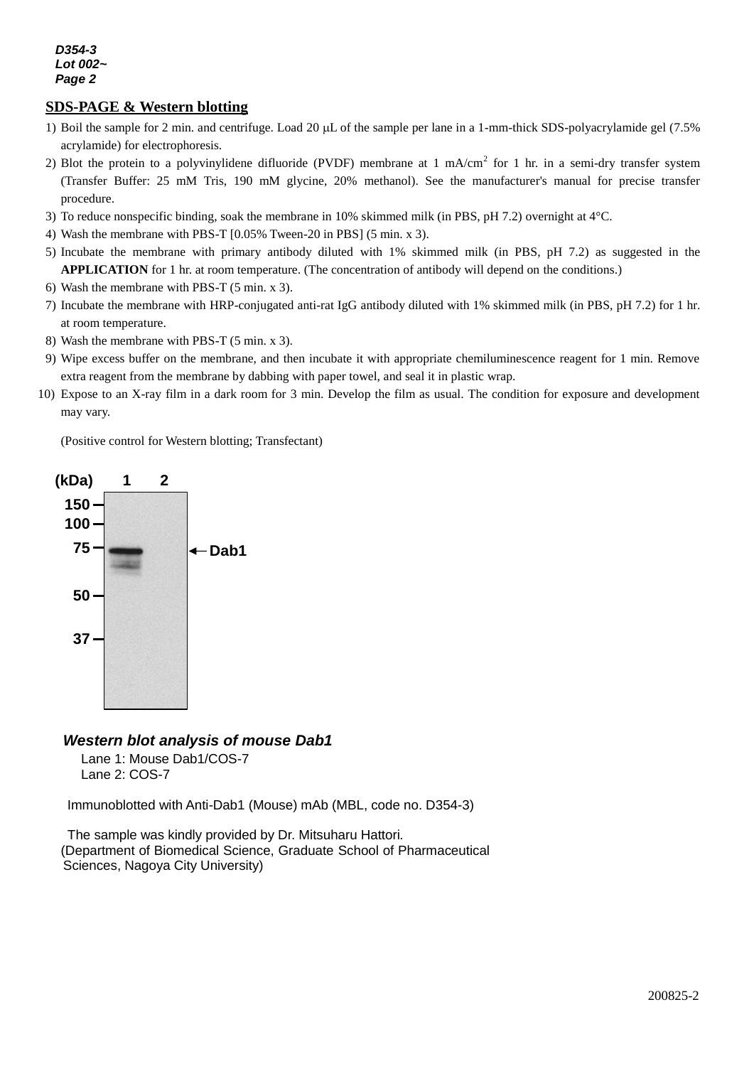*D354-3*
*Lot 002~*

## SDS-PAGE & Western blotting

1) Boil the sample for 2 min. and centrifuge. Load 20 μL of the sample per lane in a 1-mm-thick SDS-polyacrylamide gel (7.5% acrylamide) for electrophoresis.
2) Blot the protein to a polyvinylidene difluoride (PVDF) membrane at 1 $mA/cm^2$ for 1 hr. in a semi-dry transfer system (Transfer Buffer: 25 mM Tris, 190 mM glycine, 20% methanol). See the manufacturer's manual for precise transfer procedure.
3) To reduce nonspecific binding, soak the membrane in 10% skimmed milk (in PBS, pH 7.2) overnight at 4°C.
4) Wash the membrane with PBS-T [0.05% Tween-20 in PBS] (5 min. x 3).
5) Incubate the membrane with primary antibody diluted with 1% skimmed milk (in PBS, pH 7.2) as suggested in the **APPLICATION** for 1 hr. at room temperature. (The concentration of antibody will depend on the conditions.)
6) Wash the membrane with PBS-T (5 min. x 3).
7) Incubate the membrane with HRP-conjugated anti-rat IgG antibody diluted with 1% skimmed milk (in PBS, pH 7.2) for 1 hr. at room temperature.
8) Wash the membrane with PBS-T (5 min. x 3).
9) Wipe excess buffer on the membrane, and then incubate it with appropriate chemiluminescence reagent for 1 min. Remove extra reagent from the membrane by dabbing with paper towel, and seal it in plastic wrap.
10) Expose to an X-ray film in a dark room for 3 min. Develop the film as usual. The condition for exposure and development may vary.

(Positive control for Western blotting; Transfectant)

(kDa) 1 2
150
100
75
50
37
Dab1

***Western blot analysis of mouse Dab1***

Lane 1: Mouse Dab1/COS-7
Lane 2: COS-7

Immunoblotted with Anti-Dab1 (Mouse) mAb (MBL, code no. D354-3)

The sample was kindly provided by Dr. Mitsuharu Hattori.
(Department of Biomedical Science, Graduate School of Pharmaceutical Sciences, Nagoya City University)

200825-2